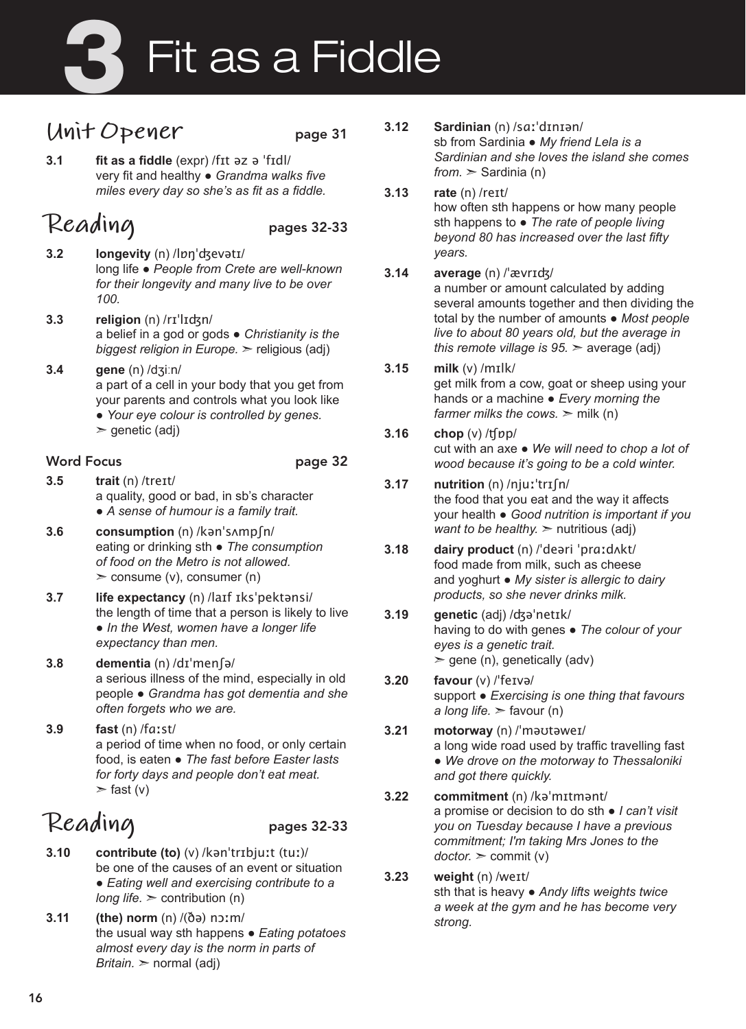# 3 Fit as a Fiddle

## Unit Opener page 31

**3.1** **fit as a fiddle** (expr) /fɪt əz ə ˈfɪdl/
very fit and healthy ● *Grandma walks five miles every day so she's as fit as a fiddle.*

## Reading pages 32-33

**3.2** **longevity** (n) /lɒŋˈdʒevətɪ/
long life ● *People from Crete are well-known for their longevity and many live to be over 100.*

**3.3** **religion** (n) /rɪˈlɪdʒn/
a belief in a god or gods ● *Christianity is the biggest religion in Europe.* ➢ religious (adj)

**3.4** **gene** (n) /dʒiːn/
a part of a cell in your body that you get from your parents and controls what you look like ● *Your eye colour is controlled by genes.* ➢ genetic (adj)

### Word Focus page 32

**3.5** **trait** (n) /treɪt/
a quality, good or bad, in sb's character ● *A sense of humour is a family trait.*

**3.6** **consumption** (n) /kənˈsʌmpʃn/
eating or drinking sth ● *The consumption of food on the Metro is not allowed.* ➢ consume (v), consumer (n)

**3.7** **life expectancy** (n) /laɪf ɪksˈpektənsi/
the length of time that a person is likely to live ● *In the West, women have a longer life expectancy than men.*

**3.8** **dementia** (n) /dɪˈmenʃə/
a serious illness of the mind, especially in old people ● *Grandma has got dementia and she often forgets who we are.*

**3.9** **fast** (n) /fɑːst/
a period of time when no food, or only certain food, is eaten ● *The fast before Easter lasts for forty days and people don't eat meat.* ➢ fast (v)

## Reading pages 32-33

**3.10** **contribute (to)** (v) /kənˈtrɪbjuːt (tuː)/
be one of the causes of an event or situation ● *Eating well and exercising contribute to a long life.* ➢ contribution (n)

**3.11** **(the) norm** (n) /(ðə) nɔːm/
the usual way sth happens ● *Eating potatoes almost every day is the norm in parts of Britain.* ➢ normal (adj)

**3.12** **Sardinian** (n) /sɑːˈdɪnɪən/
sb from Sardinia ● *My friend Lela is a Sardinian and she loves the island she comes from.* ➢ Sardinia (n)

**3.13** **rate** (n) /reɪt/
how often sth happens or how many people sth happens to ● *The rate of people living beyond 80 has increased over the last fifty years.*

**3.14** **average** (n) /ˈævrɪdʒ/
a number or amount calculated by adding several amounts together and then dividing the total by the number of amounts ● *Most people live to about 80 years old, but the average in this remote village is 95.* ➢ average (adj)

**3.15** **milk** (v) /mɪlk/
get milk from a cow, goat or sheep using your hands or a machine ● *Every morning the farmer milks the cows.* ➢ milk (n)

**3.16** **chop** (v) /tʃɒp/
cut with an axe ● *We will need to chop a lot of wood because it's going to be a cold winter.*

**3.17** **nutrition** (n) /njuːˈtrɪʃn/
the food that you eat and the way it affects your health ● *Good nutrition is important if you want to be healthy.* ➢ nutritious (adj)

**3.18** **dairy product** (n) /ˈdeəri ˈprɑːdʌkt/
food made from milk, such as cheese and yoghurt ● *My sister is allergic to dairy products, so she never drinks milk.*

**3.19** **genetic** (adj) /dʒəˈnetɪk/
having to do with genes ● *The colour of your eyes is a genetic trait.* ➢ gene (n), genetically (adv)

**3.20** **favour** (v) /ˈfeɪvə/
support ● *Exercising is one thing that favours a long life.* ➢ favour (n)

**3.21** **motorway** (n) /ˈməʊtəweɪ/
a long wide road used by traffic travelling fast ● *We drove on the motorway to Thessaloniki and got there quickly.*

**3.22** **commitment** (n) /kəˈmɪtmənt/
a promise or decision to do sth ● *I can't visit you on Tuesday because I have a previous commitment; I'm taking Mrs Jones to the doctor.* ➢ commit (v)

**3.23** **weight** (n) /weɪt/
sth that is heavy ● *Andy lifts weights twice a week at the gym and he has become very strong.*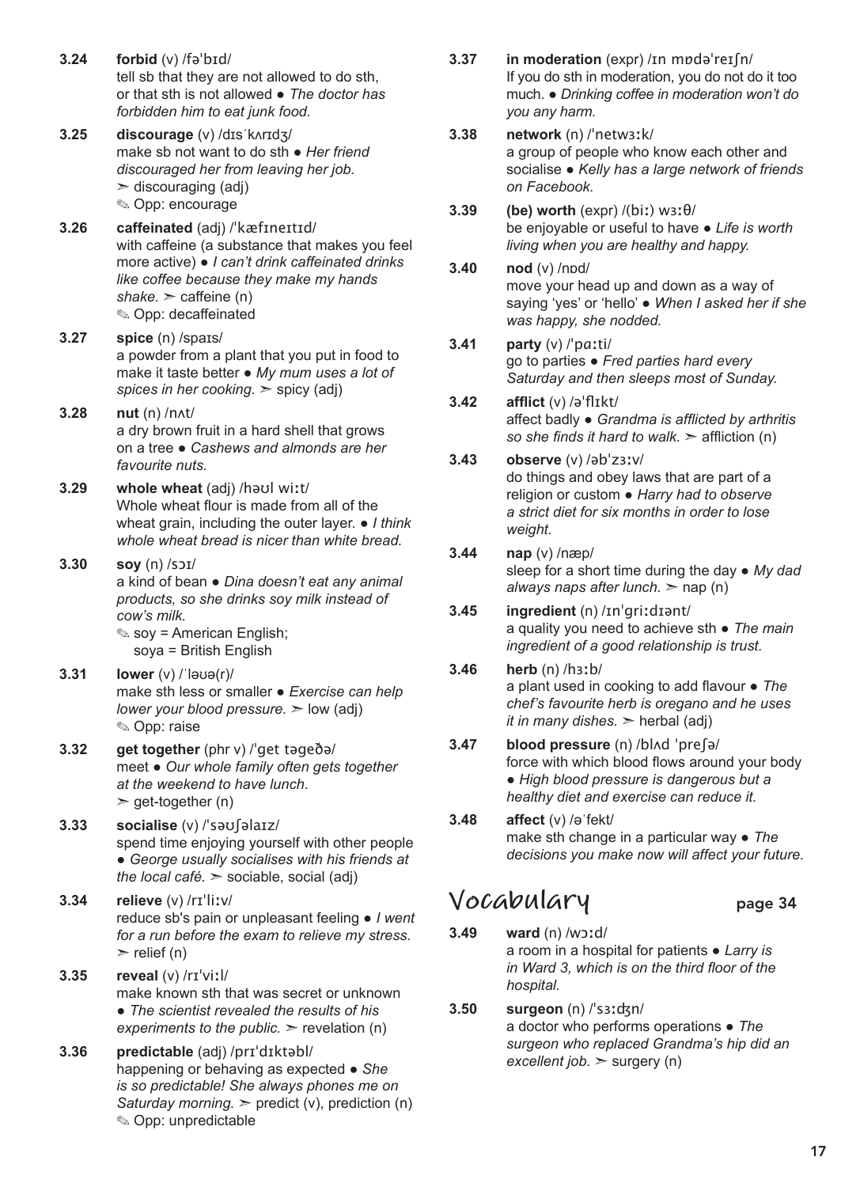**3.24** **forbid** (v) /fəˈbɪd/
tell sb that they are not allowed to do sth, or that sth is not allowed ● *The doctor has forbidden him to eat junk food.*

**3.25** **discourage** (v) /dɪsˈkʌrɪdʒ/
make sb not want to do sth ● *Her friend discouraged her from leaving her job.*
➢ discouraging (adj)
✎ Opp: encourage

**3.26** **caffeinated** (adj) /ˈkæfɪneɪtɪd/
with caffeine (a substance that makes you feel more active) ● *I can't drink caffeinated drinks like coffee because they make my hands shake.* ➢ caffeine (n)
✎ Opp: decaffeinated

**3.27** **spice** (n) /spaɪs/
a powder from a plant that you put in food to make it taste better ● *My mum uses a lot of spices in her cooking.* ➢ spicy (adj)

**3.28** **nut** (n) /nʌt/
a dry brown fruit in a hard shell that grows on a tree ● *Cashews and almonds are her favourite nuts.*

**3.29** **whole wheat** (adj) /həʊl wiːt/
Whole wheat flour is made from all of the wheat grain, including the outer layer. ● *I think whole wheat bread is nicer than white bread.*

**3.30** **soy** (n) /sɔɪ/
a kind of bean ● *Dina doesn't eat any animal products, so she drinks soy milk instead of cow's milk.*
✎ soy = American English;
soya = British English

**3.31** **lower** (v) /ˈləʊə(r)/
make sth less or smaller ● *Exercise can help lower your blood pressure.* ➢ low (adj)
✎ Opp: raise

**3.32** **get together** (phr v) /ˈget təgeðə/
meet ● *Our whole family often gets together at the weekend to have lunch.*
➢ get-together (n)

**3.33** **socialise** (v) /ˈsəʊʃəlaɪz/
spend time enjoying yourself with other people ● *George usually socialises with his friends at the local café.* ➢ sociable, social (adj)

**3.34** **relieve** (v) /rɪˈliːv/
reduce sb's pain or unpleasant feeling ● *I went for a run before the exam to relieve my stress.*
➢ relief (n)

**3.35** **reveal** (v) /rɪˈviːl/
make known sth that was secret or unknown ● *The scientist revealed the results of his experiments to the public.* ➢ revelation (n)

**3.36** **predictable** (adj) /prɪˈdɪktəbl/
happening or behaving as expected ● *She is so predictable! She always phones me on Saturday morning.* ➢ predict (v), prediction (n)
✎ Opp: unpredictable

**3.37** **in moderation** (expr) /ɪn mɒdəˈreɪʃn/
If you do sth in moderation, you do not do it too much. ● *Drinking coffee in moderation won't do you any harm.*

**3.38** **network** (n) /ˈnetwɜːk/
a group of people who know each other and socialise ● *Kelly has a large network of friends on Facebook.*

**3.39** **(be) worth** (expr) /(biː) wɜːθ/
be enjoyable or useful to have ● *Life is worth living when you are healthy and happy.*

**3.40** **nod** (v) /nɒd/
move your head up and down as a way of saying 'yes' or 'hello' ● *When I asked her if she was happy, she nodded.*

**3.41** **party** (v) /ˈpɑːti/
go to parties ● *Fred parties hard every Saturday and then sleeps most of Sunday.*

**3.42** **afflict** (v) /əˈflɪkt/
affect badly ● *Grandma is afflicted by arthritis so she finds it hard to walk.* ➢ affliction (n)

**3.43** **observe** (v) /əbˈzɜːv/
do things and obey laws that are part of a religion or custom ● *Harry had to observe a strict diet for six months in order to lose weight.*

**3.44** **nap** (v) /næp/
sleep for a short time during the day ● *My dad always naps after lunch.* ➢ nap (n)

**3.45** **ingredient** (n) /ɪnˈgriːdɪənt/
a quality you need to achieve sth ● *The main ingredient of a good relationship is trust.*

**3.46** **herb** (n) /hɜːb/
a plant used in cooking to add flavour ● *The chef's favourite herb is oregano and he uses it in many dishes.* ➢ herbal (adj)

**3.47** **blood pressure** (n) /blʌd ˈpreʃə/
force with which blood flows around your body ● *High blood pressure is dangerous but a healthy diet and exercise can reduce it.*

**3.48** **affect** (v) /əˈfekt/
make sth change in a particular way ● *The decisions you make now will affect your future.*

## Vocabulary page 34

**3.49** **ward** (n) /wɔːd/
a room in a hospital for patients ● *Larry is in Ward 3, which is on the third floor of the hospital.*

**3.50** **surgeon** (n) /ˈsɜːdʒn/
a doctor who performs operations ● *The surgeon who replaced Grandma's hip did an excellent job.* ➢ surgery (n)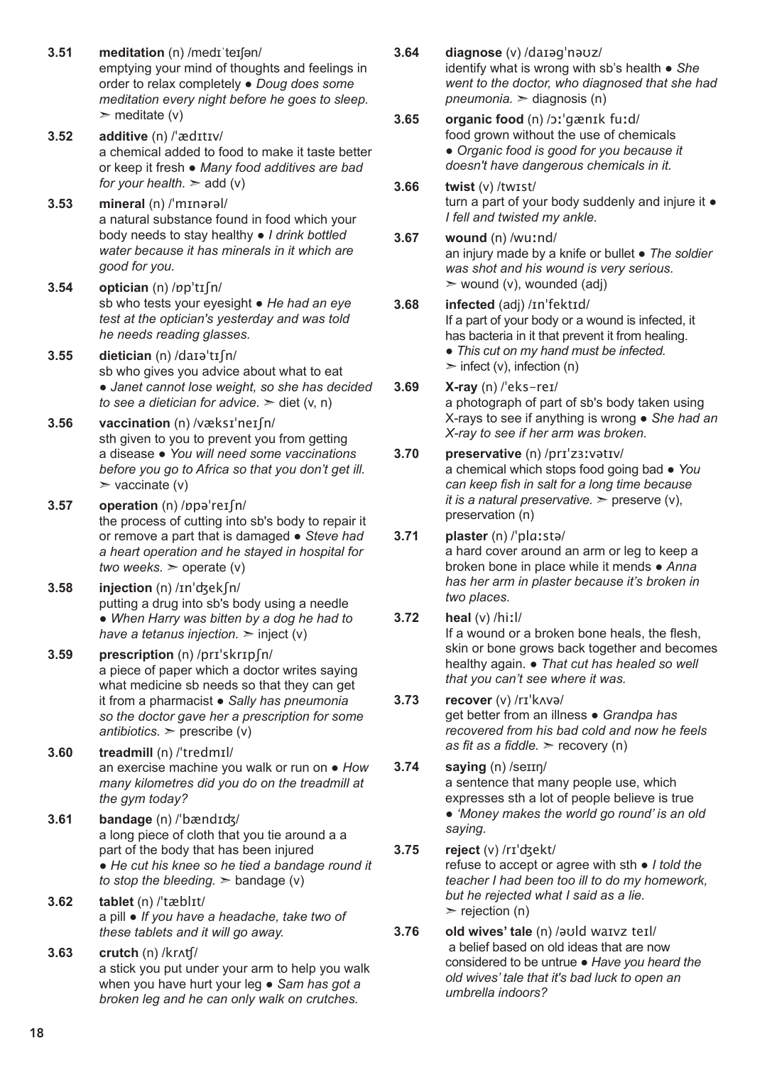**3.51** **meditation** (n) /medɪˈteɪʃən/
emptying your mind of thoughts and feelings in order to relax completely ● *Doug does some meditation every night before he goes to sleep.* ➣ meditate (v)

**3.52** **additive** (n) /ˈædɪtɪv/
a chemical added to food to make it taste better or keep it fresh ● *Many food additives are bad for your health.* ➣ add (v)

**3.53** **mineral** (n) /ˈmɪnərəl/
a natural substance found in food which your body needs to stay healthy ● *I drink bottled water because it has minerals in it which are good for you.*

**3.54** **optician** (n) /ɒpˈtɪʃn/
sb who tests your eyesight ● *He had an eye test at the optician's yesterday and was told he needs reading glasses.*

**3.55** **dietician** (n) /daɪəˈtɪʃn/
sb who gives you advice about what to eat ● *Janet cannot lose weight, so she has decided to see a dietician for advice.* ➣ diet (v, n)

**3.56** **vaccination** (n) /væksɪˈneɪʃn/
sth given to you to prevent you from getting a disease ● *You will need some vaccinations before you go to Africa so that you don't get ill.* ➣ vaccinate (v)

**3.57** **operation** (n) /ɒpəˈreɪʃn/
the process of cutting into sb's body to repair it or remove a part that is damaged ● *Steve had a heart operation and he stayed in hospital for two weeks.* ➣ operate (v)

**3.58** **injection** (n) /ɪnˈdʒekʃn/
putting a drug into sb's body using a needle ● *When Harry was bitten by a dog he had to have a tetanus injection.* ➣ inject (v)

**3.59** **prescription** (n) /prɪˈskrɪpʃn/
a piece of paper which a doctor writes saying what medicine sb needs so that they can get it from a pharmacist ● *Sally has pneumonia so the doctor gave her a prescription for some antibiotics.* ➣ prescribe (v)

**3.60** **treadmill** (n) /ˈtredmɪl/
an exercise machine you walk or run on ● *How many kilometres did you do on the treadmill at the gym today?*

**3.61** **bandage** (n) /ˈbændɪdʒ/
a long piece of cloth that you tie around a a part of the body that has been injured ● *He cut his knee so he tied a bandage round it to stop the bleeding.* ➣ bandage (v)

**3.62** **tablet** (n) /ˈtæblɪt/
a pill ● *If you have a headache, take two of these tablets and it will go away.*

**3.63** **crutch** (n) /krʌʧ/
a stick you put under your arm to help you walk when you have hurt your leg ● *Sam has got a broken leg and he can only walk on crutches.*

**3.64** **diagnose** (v) /daɪəgˈnəʊz/
identify what is wrong with sb's health ● *She went to the doctor, who diagnosed that she had pneumonia.* ➣ diagnosis (n)

**3.65** **organic food** (n) /ɔːˈgænɪk fuːd/
food grown without the use of chemicals ● *Organic food is good for you because it doesn't have dangerous chemicals in it.*

**3.66** **twist** (v) /twɪst/
turn a part of your body suddenly and injure it ● *I fell and twisted my ankle.*

**3.67** **wound** (n) /wuːnd/
an injury made by a knife or bullet ● *The soldier was shot and his wound is very serious.* ➣ wound (v), wounded (adj)

**3.68** **infected** (adj) /ɪnˈfektɪd/
If a part of your body or a wound is infected, it has bacteria in it that prevent it from healing. ● *This cut on my hand must be infected.* ➣ infect (v), infection (n)

**3.69** **X-ray** (n) /ˈeks-reɪ/
a photograph of part of sb's body taken using X-rays to see if anything is wrong ● *She had an X-ray to see if her arm was broken.*

**3.70** **preservative** (n) /prɪˈzɜːvətɪv/
a chemical which stops food going bad ● *You can keep fish in salt for a long time because it is a natural preservative.* ➣ preserve (v), preservation (n)

**3.71** **plaster** (n) /ˈplɑːstə/
a hard cover around an arm or leg to keep a broken bone in place while it mends ● *Anna has her arm in plaster because it's broken in two places.*

**3.72** **heal** (v) /hiːl/
If a wound or a broken bone heals, the flesh, skin or bone grows back together and becomes healthy again. ● *That cut has healed so well that you can't see where it was.*

**3.73** **recover** (v) /rɪˈkʌvə/
get better from an illness ● *Grandpa has recovered from his bad cold and now he feels as fit as a fiddle.* ➣ recovery (n)

**3.74** **saying** (n) /seɪɪŋ/
a sentence that many people use, which expresses sth a lot of people believe is true ● *'Money makes the world go round' is an old saying.*

**3.75** **reject** (v) /rɪˈdʒekt/
refuse to accept or agree with sth ● *I told the teacher I had been too ill to do my homework, but he rejected what I said as a lie.* ➣ rejection (n)

**3.76** **old wives' tale** (n) /əʊld waɪvz teɪl/
a belief based on old ideas that are now considered to be untrue ● *Have you heard the old wives' tale that it's bad luck to open an umbrella indoors?*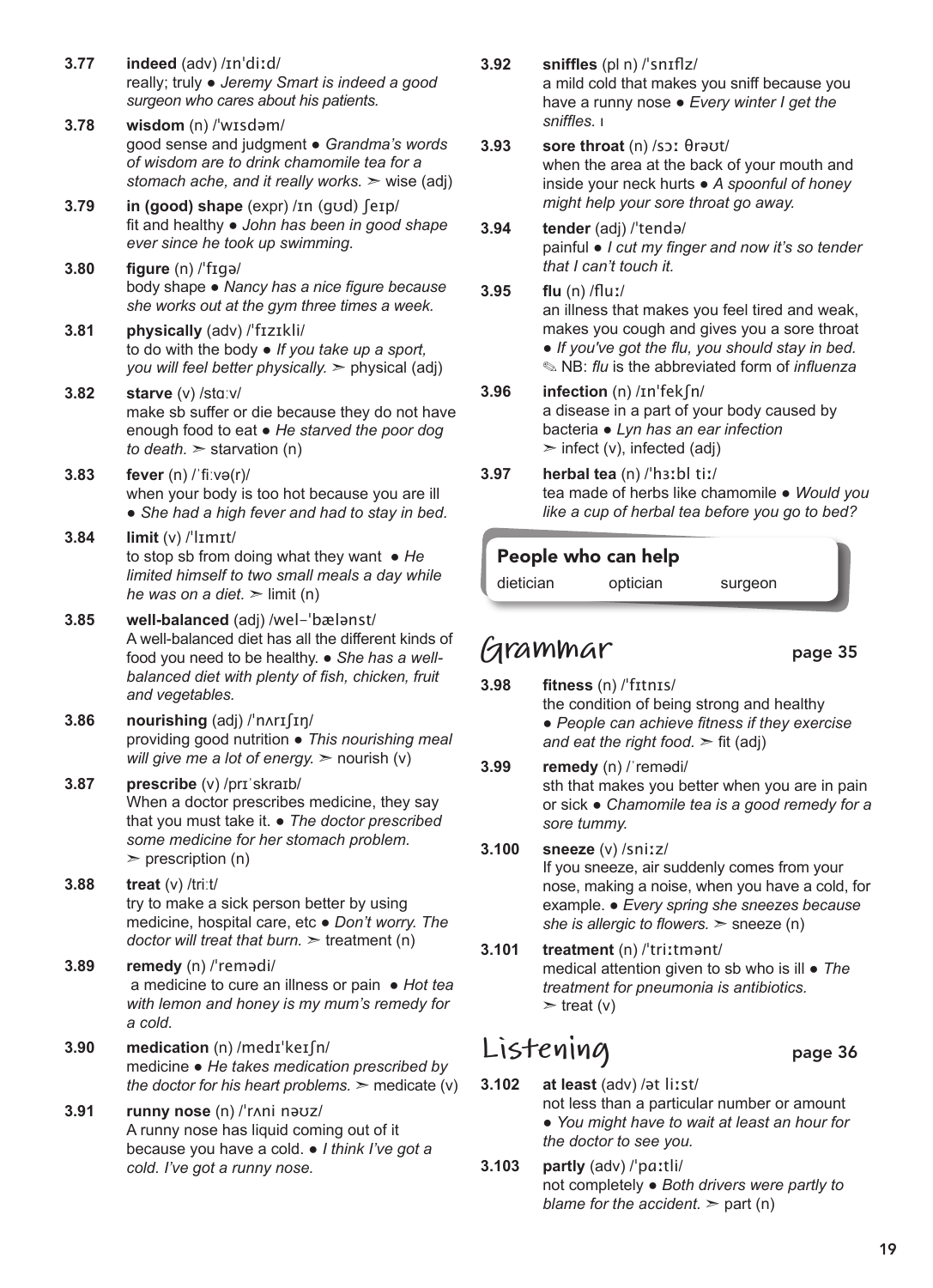**3.77** **indeed** (adv) /ɪnˈdiːd/
really; truly ● *Jeremy Smart is indeed a good surgeon who cares about his patients.*

**3.78** **wisdom** (n) /ˈwɪsdəm/
good sense and judgment ● *Grandma's words of wisdom are to drink chamomile tea for a stomach ache, and it really works.* ➣ wise (adj)

**3.79** **in (good) shape** (expr) /ɪn (gʊd) ʃeɪp/
fit and healthy ● *John has been in good shape ever since he took up swimming.*

**3.80** **figure** (n) /ˈfɪgə/
body shape ● *Nancy has a nice figure because she works out at the gym three times a week.*

**3.81** **physically** (adv) /ˈfɪzɪkli/
to do with the body ● *If you take up a sport, you will feel better physically.* ➣ physical (adj)

**3.82** **starve** (v) /stɑːv/
make sb suffer or die because they do not have enough food to eat ● *He starved the poor dog to death.* ➣ starvation (n)

**3.83** **fever** (n) /ˈfiːvə(r)/
when your body is too hot because you are ill ● *She had a high fever and had to stay in bed.*

**3.84** **limit** (v) /ˈlɪmɪt/
to stop sb from doing what they want ● *He limited himself to two small meals a day while he was on a diet.* ➣ limit (n)

**3.85** **well-balanced** (adj) /wel–ˈbælənst/
A well-balanced diet has all the different kinds of food you need to be healthy. ● *She has a well-balanced diet with plenty of fish, chicken, fruit and vegetables.*

**3.86** **nourishing** (adj) /ˈnʌrɪʃɪŋ/
providing good nutrition ● *This nourishing meal will give me a lot of energy.* ➣ nourish (v)

**3.87** **prescribe** (v) /prɪˈskraɪb/
When a doctor prescribes medicine, they say that you must take it. ● *The doctor prescribed some medicine for her stomach problem.* ➣ prescription (n)

**3.88** **treat** (v) /triːt/
try to make a sick person better by using medicine, hospital care, etc ● *Don't worry. The doctor will treat that burn.* ➣ treatment (n)

**3.89** **remedy** (n) /ˈremədi/
a medicine to cure an illness or pain ● *Hot tea with lemon and honey is my mum's remedy for a cold.*

**3.90** **medication** (n) /medɪˈkeɪʃn/
medicine ● *He takes medication prescribed by the doctor for his heart problems.* ➣ medicate (v)

**3.91** **runny nose** (n) /ˈrʌni nəʊz/
A runny nose has liquid coming out of it because you have a cold. ● *I think I've got a cold. I've got a runny nose.*

**3.92** **sniffles** (pl n) /ˈsnɪflz/
a mild cold that makes you sniff because you have a runny nose ● *Every winter I get the sniffles.*

**3.93** **sore throat** (n) /sɔː θrəʊt/
when the area at the back of your mouth and inside your neck hurts ● *A spoonful of honey might help your sore throat go away.*

**3.94** **tender** (adj) /ˈtendə/
painful ● *I cut my finger and now it's so tender that I can't touch it.*

**3.95** **flu** (n) /fluː/
an illness that makes you feel tired and weak, makes you cough and gives you a sore throat ● *If you've got the flu, you should stay in bed.*
✎ NB: *flu* is the abbreviated form of *influenza*

**3.96** **infection** (n) /ɪnˈfekʃn/
a disease in a part of your body caused by bacteria ● *Lyn has an ear infection* ➣ infect (v), infected (adj)

**3.97** **herbal tea** (n) /ˈhɜːbl tiː/
tea made of herbs like chamomile ● *Would you like a cup of herbal tea before you go to bed?*

**People who can help**

dietician   optician   surgeon

## Grammar page 35

**3.98** **fitness** (n) /ˈfɪtnɪs/
the condition of being strong and healthy ● *People can achieve fitness if they exercise and eat the right food.* ➣ fit (adj)

**3.99** **remedy** (n) /ˈremədi/
sth that makes you better when you are in pain or sick ● *Chamomile tea is a good remedy for a sore tummy.*

**3.100** **sneeze** (v) /sniːz/
If you sneeze, air suddenly comes from your nose, making a noise, when you have a cold, for example. ● *Every spring she sneezes because she is allergic to flowers.* ➣ sneeze (n)

**3.101** **treatment** (n) /ˈtriːtmənt/
medical attention given to sb who is ill ● *The treatment for pneumonia is antibiotics.* ➣ treat (v)

## Listening page 36

**3.102** **at least** (adv) /ət liːst/
not less than a particular number or amount ● *You might have to wait at least an hour for the doctor to see you.*

**3.103** **partly** (adv) /ˈpɑːtli/
not completely ● *Both drivers were partly to blame for the accident.* ➣ part (n)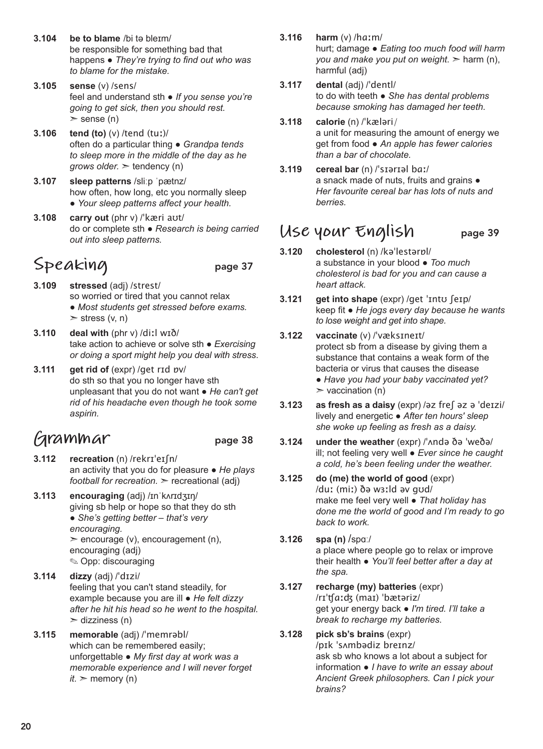**3.104** **be to blame** /bi tə bleɪm/
be responsible for something bad that happens ● *They're trying to find out who was to blame for the mistake.*

**3.105** **sense** (v) /sens/
feel and understand sth ● *If you sense you're going to get sick, then you should rest.*
➣ sense (n)

**3.106** **tend (to)** (v) /tend (tuː)/
often do a particular thing ● *Grandpa tends to sleep more in the middle of the day as he grows older.* ➣ tendency (n)

**3.107** **sleep patterns** /sliːp ˈpætnz/
how often, how long, etc you normally sleep ● *Your sleep patterns affect your health.*

**3.108** **carry out** (phr v) /ˈkæri aʊt/
do or complete sth ● *Research is being carried out into sleep patterns.*

## Speaking page 37

**3.109** **stressed** (adj) /strest/
so worried or tired that you cannot relax ● *Most students get stressed before exams.*
➣ stress (v, n)

**3.110** **deal with** (phr v) /diːl wɪð/
take action to achieve or solve sth ● *Exercising or doing a sport might help you deal with stress.*

**3.111** **get rid of** (expr) /get rɪd ɒv/
do sth so that you no longer have sth unpleasant that you do not want ● *He can't get rid of his headache even though he took some aspirin.*

## Grammar page 38

**3.112** **recreation** (n) /rekrɪˈeɪʃn/
an activity that you do for pleasure ● *He plays football for recreation.* ➣ recreational (adj)

**3.113** **encouraging** (adj) /ɪnˈkʌrɪdʒɪŋ/
giving sb help or hope so that they do sth ● *She's getting better – that's very encouraging.*
➣ encourage (v), encouragement (n), encouraging (adj)
✎ Opp: discouraging

**3.114** **dizzy** (adj) /ˈdɪzi/
feeling that you can't stand steadily, for example because you are ill ● *He felt dizzy after he hit his head so he went to the hospital.*
➣ dizziness (n)

**3.115** **memorable** (adj) /ˈmemrəbl/
which can be remembered easily; unforgettable ● *My first day at work was a memorable experience and I will never forget it.* ➣ memory (n)

**3.116** **harm** (v) /hɑːm/
hurt; damage ● *Eating too much food will harm you and make you put on weight.* ➣ harm (n), harmful (adj)

**3.117** **dental** (adj) /ˈdentl/
to do with teeth ● *She has dental problems because smoking has damaged her teeth.*

**3.118** **calorie** (n) /ˈkæləri/
a unit for measuring the amount of energy we get from food ● *An apple has fewer calories than a bar of chocolate.*

**3.119** **cereal bar** (n) /ˈsɪərɪəl bɑː/
a snack made of nuts, fruits and grains ● *Her favourite cereal bar has lots of nuts and berries.*

## Use your English page 39

**3.120** **cholesterol** (n) /kəˈlestərɒl/
a substance in your blood ● *Too much cholesterol is bad for you and can cause a heart attack.*

**3.121** **get into shape** (expr) /get ˈɪntʊ ʃeɪp/
keep fit ● *He jogs every day because he wants to lose weight and get into shape.*

**3.122** **vaccinate** (v) /ˈvæksɪneɪt/
protect sb from a disease by giving them a substance that contains a weak form of the bacteria or virus that causes the disease ● *Have you had your baby vaccinated yet?*
➣ vaccination (n)

**3.123** **as fresh as a daisy** (expr) /əz freʃ əz ə ˈdeɪzi/
lively and energetic ● *After ten hours' sleep she woke up feeling as fresh as a daisy.*

**3.124** **under the weather** (expr) /ˈʌndə ðə ˈweðə/
ill; not feeling very well ● *Ever since he caught a cold, he's been feeling under the weather.*

**3.125** **do (me) the world of good** (expr) /duː (miː) ðə wɜːld əv gʊd/
make me feel very well ● *That holiday has done me the world of good and I'm ready to go back to work.*

**3.126** **spa (n)** /spɑː/
a place where people go to relax or improve their health ● *You'll feel better after a day at the spa.*

**3.127** **recharge (my) batteries** (expr) /rɪˈʧɑːʤ (maɪ) ˈbætəriz/
get your energy back ● *I'm tired. I'll take a break to recharge my batteries.*

**3.128** **pick sb's brains** (expr) /pɪk ˈsʌmbədiz breɪnz/
ask sb who knows a lot about a subject for information ● *I have to write an essay about Ancient Greek philosophers. Can I pick your brains?*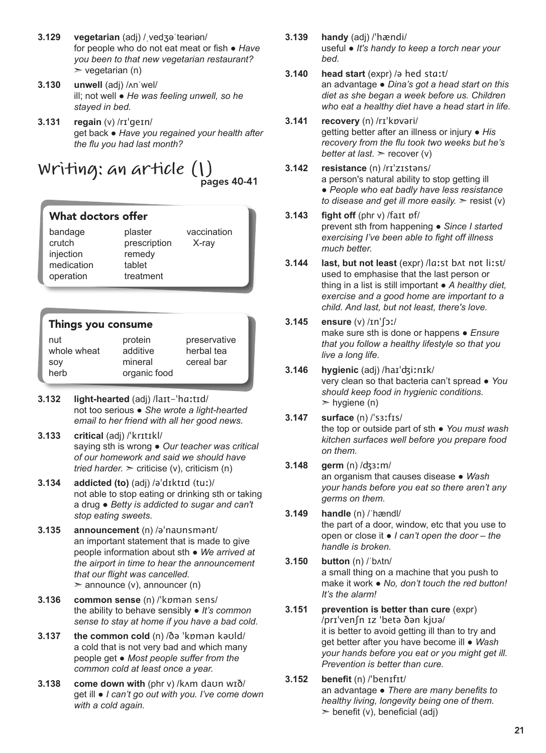**3.129** **vegetarian** (adj) /ˌvedʒəˈteəriən/
for people who do not eat meat or fish ● *Have you been to that new vegetarian restaurant?*
➢ vegetarian (n)

**3.130** **unwell** (adj) /ʌnˈwel/
ill; not well ● *He was feeling unwell, so he stayed in bed.*

**3.131** **regain** (v) /rɪˈgeɪn/
get back ● *Have you regained your health after the flu you had last month?*

# Writing: an article (1)

pages 40-41

### What doctors offer

| | | |
|---|---|---|
| bandage | plaster | vaccination |
| crutch | prescription | X-ray |
| injection | remedy | |
| medication | tablet | |
| operation | treatment | |

### Things you consume

| | | |
|---|---|---|
| nut | protein | preservative |
| whole wheat | additive | herbal tea |
| soy | mineral | cereal bar |
| herb | organic food | |

**3.132** **light-hearted** (adj) /laɪt-ˈhɑːtɪd/
not too serious ● *She wrote a light-hearted email to her friend with all her good news.*

**3.133** **critical** (adj) /ˈkrɪtɪkl/
saying sth is wrong ● *Our teacher was critical of our homework and said we should have tried harder.* ➢ criticise (v), criticism (n)

**3.134** **addicted (to)** (adj) /əˈdɪktɪd (tuː)/
not able to stop eating or drinking sth or taking a drug ● *Betty is addicted to sugar and can't stop eating sweets.*

**3.135** **announcement** (n) /əˈnaʊnsmənt/
an important statement that is made to give people information about sth ● *We arrived at the airport in time to hear the announcement that our flight was cancelled.*
➢ announce (v), announcer (n)

**3.136** **common sense** (n) /ˈkɒmən sens/
the ability to behave sensibly ● *It's common sense to stay at home if you have a bad cold.*

**3.137** **the common cold** (n) /ðə ˈkɒmən kəʊld/
a cold that is not very bad and which many people get ● *Most people suffer from the common cold at least once a year.*

**3.138** **come down with** (phr v) /kʌm daʊn wɪð/
get ill ● *I can't go out with you. I've come down with a cold again.*

**3.139** **handy** (adj) /ˈhændi/
useful ● *It's handy to keep a torch near your bed.*

**3.140** **head start** (expr) /ə hed stɑːt/
an advantage ● *Dina's got a head start on this diet as she began a week before us. Children who eat a healthy diet have a head start in life.*

**3.141** **recovery** (n) /rɪˈkɒvəri/
getting better after an illness or injury ● *His recovery from the flu took two weeks but he's better at last.* ➢ recover (v)

**3.142** **resistance** (n) /rɪˈzɪstəns/
a person's natural ability to stop getting ill ● *People who eat badly have less resistance to disease and get ill more easily.* ➢ resist (v)

**3.143** **fight off** (phr v) /faɪt ɒf/
prevent sth from happening ● *Since I started exercising I've been able to fight off illness much better.*

**3.144** **last, but not least** (expr) /lɑːst bʌt nɒt liːst/
used to emphasise that the last person or thing in a list is still important ● *A healthy diet, exercise and a good home are important to a child. And last, but not least, there's love.*

**3.145** **ensure** (v) /ɪnˈʃɔː/
make sure sth is done or happens ● *Ensure that you follow a healthy lifestyle so that you live a long life.*

**3.146** **hygienic** (adj) /haɪˈdʒiːnɪk/
very clean so that bacteria can't spread ● *You should keep food in hygienic conditions.*
➢ hygiene (n)

**3.147** **surface** (n) /ˈsɜːfɪs/
the top or outside part of sth ● *You must wash kitchen surfaces well before you prepare food on them.*

**3.148** **germ** (n) /dʒɜːm/
an organism that causes disease ● *Wash your hands before you eat so there aren't any germs on them.*

**3.149** **handle** (n) /ˈhændl/
the part of a door, window, etc that you use to open or close it ● *I can't open the door – the handle is broken.*

**3.150** **button** (n) /ˈbʌtn/
a small thing on a machine that you push to make it work ● *No, don't touch the red button! It's the alarm!*

**3.151** **prevention is better than cure** (expr) /prɪˈvenʃn ɪz ˈbetə ðən kjʊə/
it is better to avoid getting ill than to try and get better after you have become ill ● *Wash your hands before you eat or you might get ill. Prevention is better than cure.*

**3.152** **benefit** (n) /ˈbenɪfɪt/
an advantage ● *There are many benefits to healthy living, longevity being one of them.*
➢ benefit (v), beneficial (adj)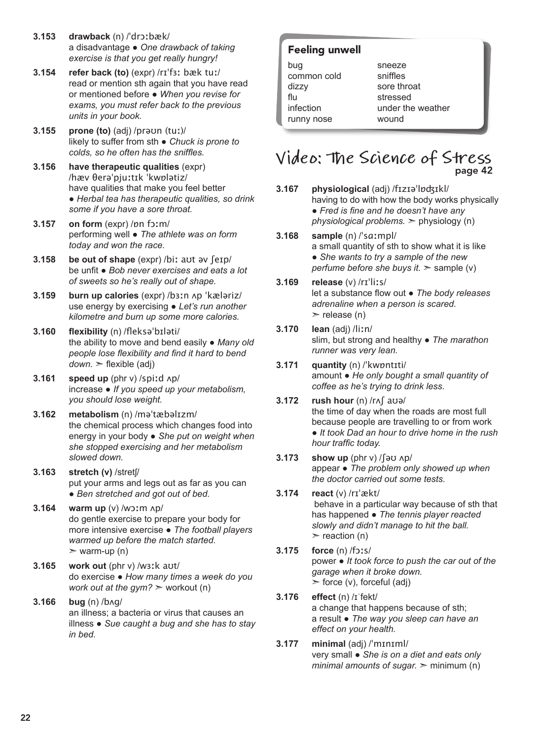**3.153** **drawback** (n) /ˈdrɔːbæk/
a disadvantage ● *One drawback of taking exercise is that you get really hungry!*

**3.154** **refer back (to)** (expr) /rɪˈfɜː bæk tuː/
read or mention sth again that you have read or mentioned before ● *When you revise for exams, you must refer back to the previous units in your book.*

**3.155** **prone (to)** (adj) /prəʊn (tuː)/
likely to suffer from sth ● *Chuck is prone to colds, so he often has the sniffles.*

**3.156** **have therapeutic qualities** (expr) /hæv θerəˈpjuːtɪk ˈkwɒlətiz/
have qualities that make you feel better ● *Herbal tea has therapeutic qualities, so drink some if you have a sore throat.*

**3.157** **on form** (expr) /ɒn fɔːm/
performing well ● *The athlete was on form today and won the race.*

**3.158** **be out of shape** (expr) /biː aʊt əv ʃeɪp/
be unfit ● *Bob never exercises and eats a lot of sweets so he's really out of shape.*

**3.159** **burn up calories** (expr) /bɜːn ʌp ˈkæləriz/
use energy by exercising ● *Let's run another kilometre and burn up some more calories.*

**3.160** **flexibility** (n) /fleksəˈbɪləti/
the ability to move and bend easily ● *Many old people lose flexibility and find it hard to bend down.* ➣ flexible (adj)

**3.161** **speed up** (phr v) /spiːd ʌp/
increase ● *If you speed up your metabolism, you should lose weight.*

**3.162** **metabolism** (n) /məˈtæbəlɪzm/
the chemical process which changes food into energy in your body ● *She put on weight when she stopped exercising and her metabolism slowed down.*

**3.163** **stretch (v)** /stretʃ/
put your arms and legs out as far as you can ● *Ben stretched and got out of bed.*

**3.164** **warm up** (v) /wɔːm ʌp/
do gentle exercise to prepare your body for more intensive exercise ● *The football players warmed up before the match started.* ➣ warm-up (n)

**3.165** **work out** (phr v) /wɜːk aʊt/
do exercise ● *How many times a week do you work out at the gym?* ➣ workout (n)

**3.166** **bug** (n) /bʌg/
an illness; a bacteria or virus that causes an illness ● *Sue caught a bug and she has to stay in bed.*

### Feeling unwell

| | |
|---|---|
| bug | sneeze |
| common cold | sniffles |
| dizzy | sore throat |
| flu | stressed |
| infection | under the weather |
| runny nose | wound |

## Video: The Science of Stress
page 42

**3.167** **physiological** (adj) /fɪzɪəˈlɒdʒɪkl/
having to do with how the body works physically ● *Fred is fine and he doesn't have any physiological problems.* ➣ physiology (n)

**3.168** **sample** (n) /ˈsɑːmpl/
a small quantity of sth to show what it is like ● *She wants to try a sample of the new perfume before she buys it.* ➣ sample (v)

**3.169** **release** (v) /rɪˈliːs/
let a substance flow out ● *The body releases adrenaline when a person is scared.* ➣ release (n)

**3.170** **lean** (adj) /liːn/
slim, but strong and healthy ● *The marathon runner was very lean.*

**3.171** **quantity** (n) /ˈkwɒntɪti/
amount ● *He only bought a small quantity of coffee as he's trying to drink less.*

**3.172** **rush hour** (n) /rʌʃ aʊə/
the time of day when the roads are most full because people are travelling to or from work ● *It took Dad an hour to drive home in the rush hour traffic today.*

**3.173** **show up** (phr v) /ʃəʊ ʌp/
appear ● *The problem only showed up when the doctor carried out some tests.*

**3.174** **react** (v) /rɪˈækt/
behave in a particular way because of sth that has happened ● *The tennis player reacted slowly and didn't manage to hit the ball.* ➣ reaction (n)

**3.175** **force** (n) /fɔːs/
power ● *It took force to push the car out of the garage when it broke down.* ➣ force (v), forceful (adj)

**3.176** **effect** (n) /ɪˈfekt/
a change that happens because of sth; a result ● *The way you sleep can have an effect on your health.*

**3.177** **minimal** (adj) /ˈmɪnɪml/
very small ● *She is on a diet and eats only minimal amounts of sugar.* ➣ minimum (n)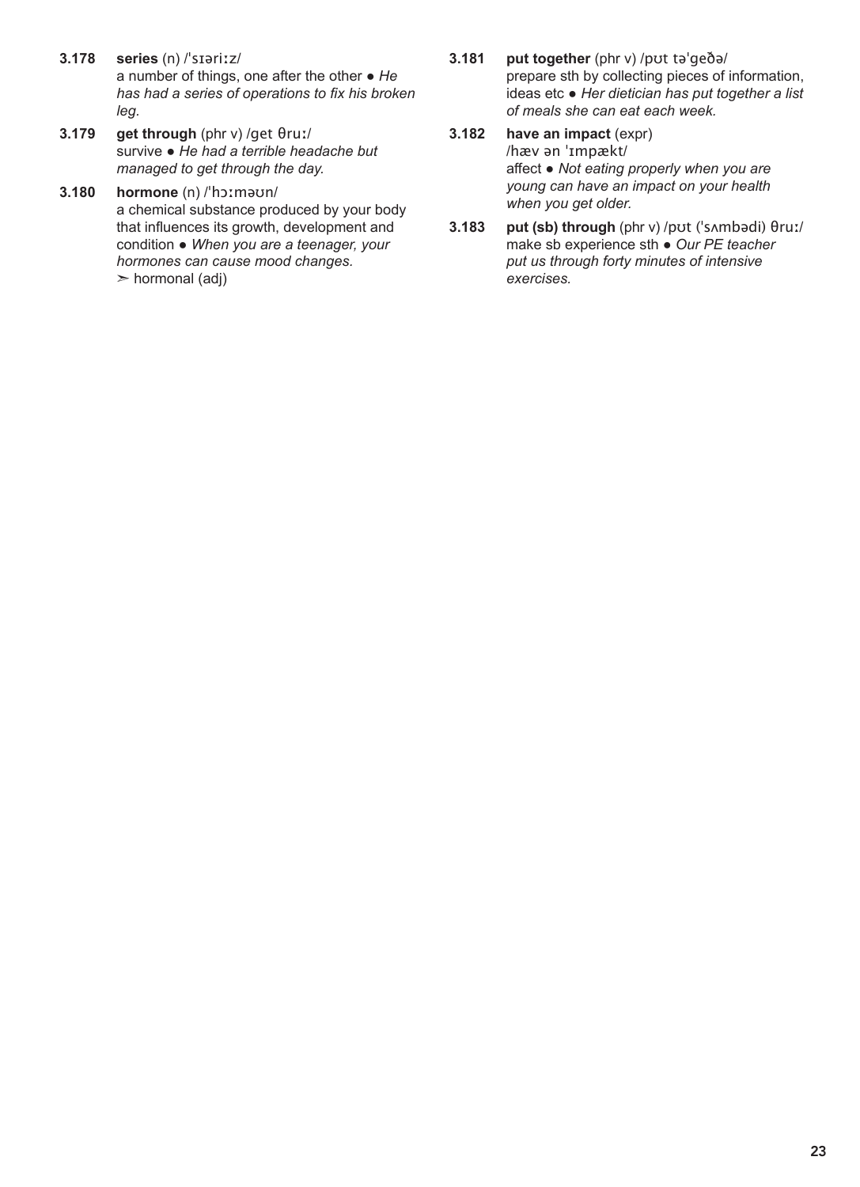**3.178** **series** (n) /ˈsɪəriːz/
a number of things, one after the other ● *He has had a series of operations to fix his broken leg.*

**3.179** **get through** (phr v) /get θruː/
survive ● *He had a terrible headache but managed to get through the day.*

**3.180** **hormone** (n) /ˈhɔːməʊn/
a chemical substance produced by your body that influences its growth, development and condition ● *When you are a teenager, your hormones can cause mood changes.*
➣ hormonal (adj)

**3.181** **put together** (phr v) /pʊt təˈgeðə/
prepare sth by collecting pieces of information, ideas etc ● *Her dietician has put together a list of meals she can eat each week.*

**3.182** **have an impact** (expr)
/hæv ən ˈɪmpækt/
affect ● *Not eating properly when you are young can have an impact on your health when you get older.*

**3.183** **put (sb) through** (phr v) /pʊt (ˈsʌmbədi) θruː/
make sb experience sth ● *Our PE teacher put us through forty minutes of intensive exercises.*